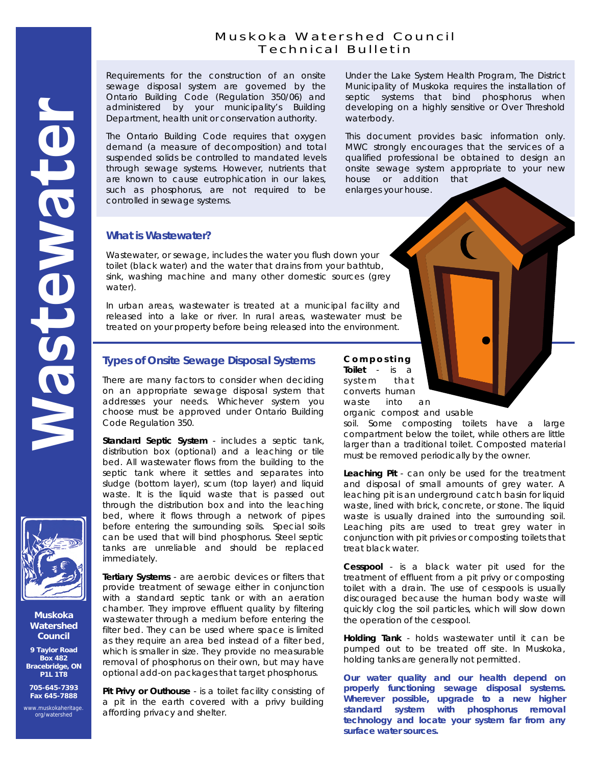# Muskoka Watershed Council Technical Bulletin

# Wastewater

Requirements for the construction of an onsite sewage disposal system are governed by the Ontario Building Code (Regulation 350/06) and administered by your municipality's Building Department, health unit or conservation authority.

The Ontario Building Code requires that oxygen demand (a measure of decomposition) and total suspended solids be controlled to mandated levels through sewage systems. However, nutrients that are known to cause eutrophication in our lakes, such as phosphorus, are not required to be controlled in sewage systems.

Under the Lake System Health Program, The District Municipality of Muskoka requires the installation of septic systems that bind phosphorus when developing on a highly sensitive or Over Threshold waterbody.

This document provides basic information only. MWC strongly encourages that the services of a qualified professional be obtained to design an onsite sewage system appropriate to your new house or addition that enlarges your house.

## What is Wastewater?

Wastewater, or sewage, includes the water you flush down your toilet (black water) and the water that drains from your bathtub, sink, washing machine and many other domestic sources (grey water).

In urban areas, wastewater is treated at a municipal facility and released into a lake or river. In rural areas, wastewater must be treated on your property before being released into the environment.

## Types of Onsite Sewage Disposal Systems

There are many factors to consider when deciding on an appropriate sewage disposal system that addresses your needs. Whichever system you choose must be approved under Ontario Building Code Regulation 350.

**Standard Septic System** - includes a septic tank, distribution box (optional) and a leaching or tile bed. All wastewater flows from the building to the septic tank where it settles and separates into sludge (bottom layer), scum (top layer) and liquid waste. It is the liquid waste that is passed out through the distribution box and into the leaching bed, where it flows through a network of pipes before entering the surrounding soils. Special soils can be used that will bind phosphorus. Steel septic tanks are unreliable and should be replaced immediately.

**Tertiary Systems** - are aerobic devices or filters that provide treatment of sewage either in conjunction with a standard septic tank or with an aeration chamber. They improve effluent quality by filtering wastewater through a medium before entering the filter bed. They can be used where space is limited as they require an area bed instead of a filter bed, which is smaller in size. They provide no measurable removal of phosphorus on their own, but may have optional add-on packages that target phosphorus.

**Pit Privy or Outhouse** - is a toilet facility consisting of a pit in the earth covered with a privy building affording privacy and shelter.

**Composting Toilet** - is a system that converts human waste into an organic compost and usable soil. Some composting toilets have a large compartment below the toilet, while others are little larger than a traditional toilet. Composted material must be removed periodically by the owner.

**Leaching Pit** - can only be used for the treatment and disposal of small amounts of grey water. A leaching pit is an underground catch basin for liquid waste, lined with brick, concrete, or stone. The liquid waste is usually drained into the surrounding soil. Leaching pits are used to treat grey water in conjunction with pit privies or composting toilets that treat black water.

**Cesspool** - is a black water pit used for the treatment of effluent from a pit privy or composting toilet with a drain. The use of cesspools is usually discouraged because the human body waste will quickly clog the soil particles, which will slow down the operation of the cesspool.

**Holding Tank** - holds wastewater until it can be pumped out to be treated off site. In Muskoka, holding tanks are generally not permitted.

**Our water quality and our health depend on properly functioning sewage disposal systems. Wherever possible, upgrade to a new higher standard system with phosphorus removal technology and locate your system far from any surface water sources.**

**Muskoka Watershed Council**

**9 Taylor Road**
**Box 482**
**Bracebridge, ON**
**P1L 1T8**

**705-645-7393**
**Fax 645-7888**

www.muskokaheritage.org/watershed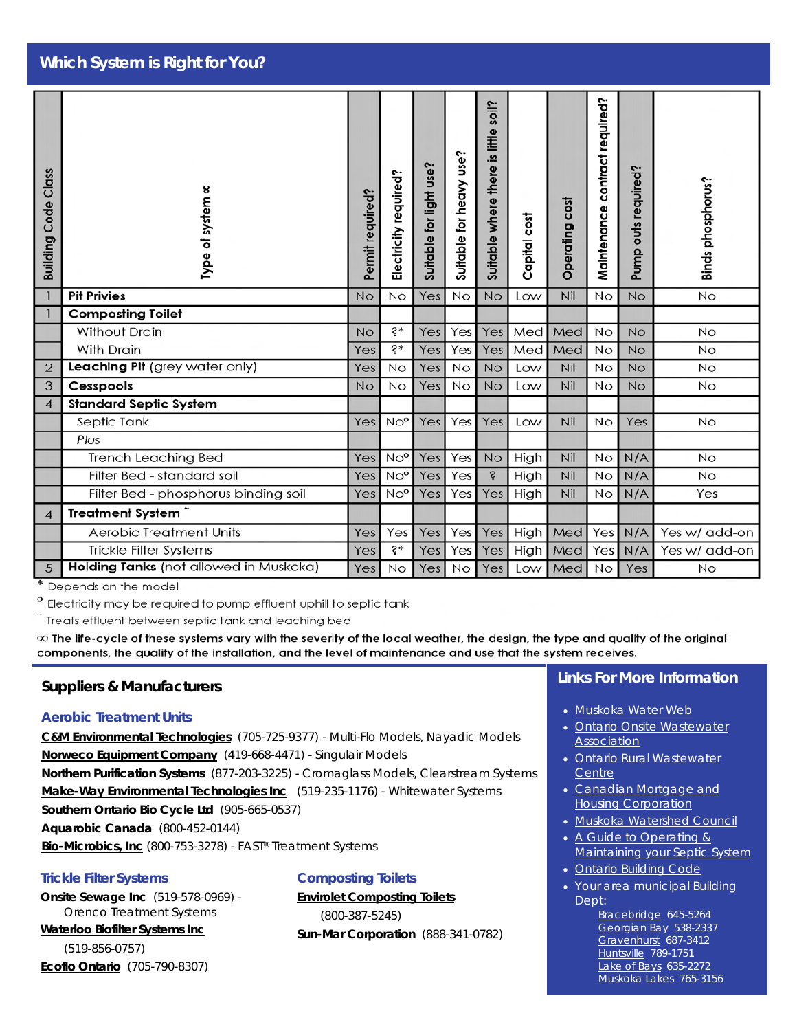## Which System is Right for You?

| Building Code Class | Type of system ∞ | Permit required? | Electricity required? | Suitable for light use? | Suitable for heavy use? | Suitable where there is little soil? | Capital cost | Operating cost | Maintenance contract required? | Pump outs required? | Binds phosphorus? |
|---|---|---|---|---|---|---|---|---|---|---|---|
| 1 | **Pit Privies** | No | No | Yes | No | No | Low | Nil | No | No | No |
| 1 | **Composting Toilet** | | | | | | | | | | |
| | Without Drain | No | ?* | Yes | Yes | Yes | Med | Med | No | No | No |
| | With Drain | Yes | ?* | Yes | Yes | Yes | Med | Med | No | No | No |
| 2 | **Leaching Pit** (grey water only) | Yes | No | Yes | No | No | Low | Nil | No | No | No |
| 3 | **Cesspools** | No | No | Yes | No | No | Low | Nil | No | No | No |
| 4 | **Standard Septic System** | | | | | | | | | | |
| | Septic Tank | Yes | No° | Yes | Yes | Yes | Low | Nil | No | Yes | No |
| | *Plus* | | | | | | | | | | |
| | Trench Leaching Bed | Yes | No° | Yes | Yes | No | High | Nil | No | N/A | No |
| | Filter Bed - standard soil | Yes | No° | Yes | Yes | ? | High | Nil | No | N/A | No |
| | Filter Bed - phosphorus binding soil | Yes | No° | Yes | Yes | Yes | High | Nil | No | N/A | Yes |
| 4 | **Treatment System** ~ | | | | | | | | | | |
| | Aerobic Treatment Units | Yes | Yes | Yes | Yes | Yes | High | Med | Yes | N/A | Yes w/ add-on |
| | Trickle Filter Systems | Yes | ?* | Yes | Yes | Yes | High | Med | Yes | N/A | Yes w/ add-on |
| 5 | **Holding Tanks** (not allowed in Muskoka) | Yes | No | Yes | No | Yes | Low | Med | No | Yes | No |

\* Depends on the model

° Electricity may be required to pump effluent uphill to septic tank

~ Treats effluent between septic tank and leaching bed

**∞ The life-cycle of these systems vary with the severity of the local weather, the design, the type and quality of the original components, the quality of the installation, and the level of maintenance and use that the system receives.**

## Suppliers & Manufacturers

### Aerobic Treatment Units

**C&M Environmental Technologies** (705-725-9377) - Multi-Flo Models, Nayadic Models

**Norweco Equipment Company** (419-668-4471) - Singulair Models

**Northern Purification Systems** (877-203-3225) - Cromaglass Models, Clearstream Systems

**Make-Way Environmental Technologies Inc** (519-235-1176) - Whitewater Systems

**Southern Ontario Bio Cycle Ltd** (905-665-0537)

**Aquarobic Canada** (800-452-0144)

**Bio-Microbics, Inc** (800-753-3278) - FAST® Treatment Systems

### Trickle Filter Systems

**Onsite Sewage Inc** (519-578-0969) - Orenco Treatment Systems

**Waterloo Biofilter Systems Inc** (519-856-0757)

**Ecoflo Ontario** (705-790-8307)

### Composting Toilets

**Envirolet Composting Toilets** (800-387-5245)

**Sun-Mar Corporation** (888-341-0782)

## Links For More Information

- Muskoka Water Web
- Ontario Onsite Wastewater Association
- Ontario Rural Wastewater Centre
- Canadian Mortgage and Housing Corporation
- Muskoka Watershed Council
- A Guide to Operating & Maintaining your Septic System
- Ontario Building Code
- Your area municipal Building Dept:
  - Bracebridge 645-5264
  - Georgian Bay 538-2337
  - Gravenhurst 687-3412
  - Huntsville 789-1751
  - Lake of Bays 635-2272
  - Muskoka Lakes 765-3156